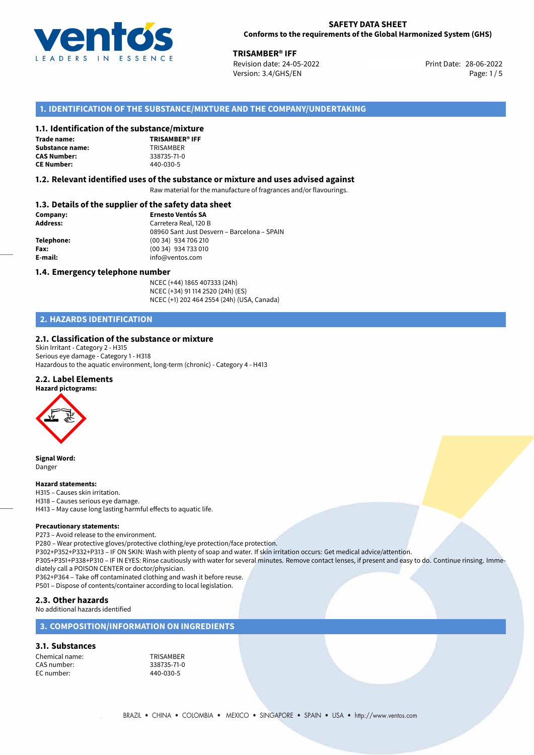# SAFETY DATA SHEET
**Conforms to the requirements of the Global Harmonized System (GHS)**

**TRISAMBER® IFF**
Revision date: 24-05-2022
Version: 3.4/GHS/EN
Print Date: 28-06-2022

## 1. IDENTIFICATION OF THE SUBSTANCE/MIXTURE AND THE COMPANY/UNDERTAKING

### 1.1. Identification of the substance/mixture

**Trade name:** **TRISAMBER® IFF**
**Substance name:** TRISAMBER
**CAS Number:** 338735-71-0
**CE Number:** 440-030-5

### 1.2. Relevant identified uses of the substance or mixture and uses advised against

Raw material for the manufacture of fragrances and/or flavourings.

### 1.3. Details of the supplier of the safety data sheet

**Company:** **Ernesto Ventós SA**
**Address:** Carretera Real, 120 B
08960 Sant Just Desvern – Barcelona – SPAIN
**Telephone:** (00 34) 934 706 210
**Fax:** (00 34) 934 733 010
**E-mail:** info@ventos.com

### 1.4. Emergency telephone number

NCEC (+44) 1865 407333 (24h)
NCEC (+34) 91 114 2520 (24h) (ES)
NCEC (+1) 202 464 2554 (24h) (USA, Canada)

## 2. HAZARDS IDENTIFICATION

### 2.1. Classification of the substance or mixture

Skin Irritant - Category 2 - H315
Serious eye damage - Category 1 - H318
Hazardous to the aquatic environment, long-term (chronic) - Category 4 - H413

### 2.2. Label Elements

**Hazard pictograms:**

**Signal Word:**
Danger

**Hazard statements:**
H315 – Causes skin irritation.
H318 – Causes serious eye damage.
H413 – May cause long lasting harmful effects to aquatic life.

**Precautionary statements:**
P273 – Avoid release to the environment.
P280 – Wear protective gloves/protective clothing/eye protection/face protection.
P302+P352+P332+P313 – IF ON SKIN: Wash with plenty of soap and water. If skin irritation occurs: Get medical advice/attention.
P305+P351+P338+P310 – IF IN EYES: Rinse cautiously with water for several minutes. Remove contact lenses, if present and easy to do. Continue rinsing. Immediately call a POISON CENTER or doctor/physician.
P362+P364 – Take off contaminated clothing and wash it before reuse.
P501 – Dispose of contents/container according to local legislation.

### 2.3. Other hazards

No additional hazards identified

## 3. COMPOSITION/INFORMATION ON INGREDIENTS

### 3.1. Substances

Chemical name: TRISAMBER
CAS number: 338735-71-0
EC number: 440-030-5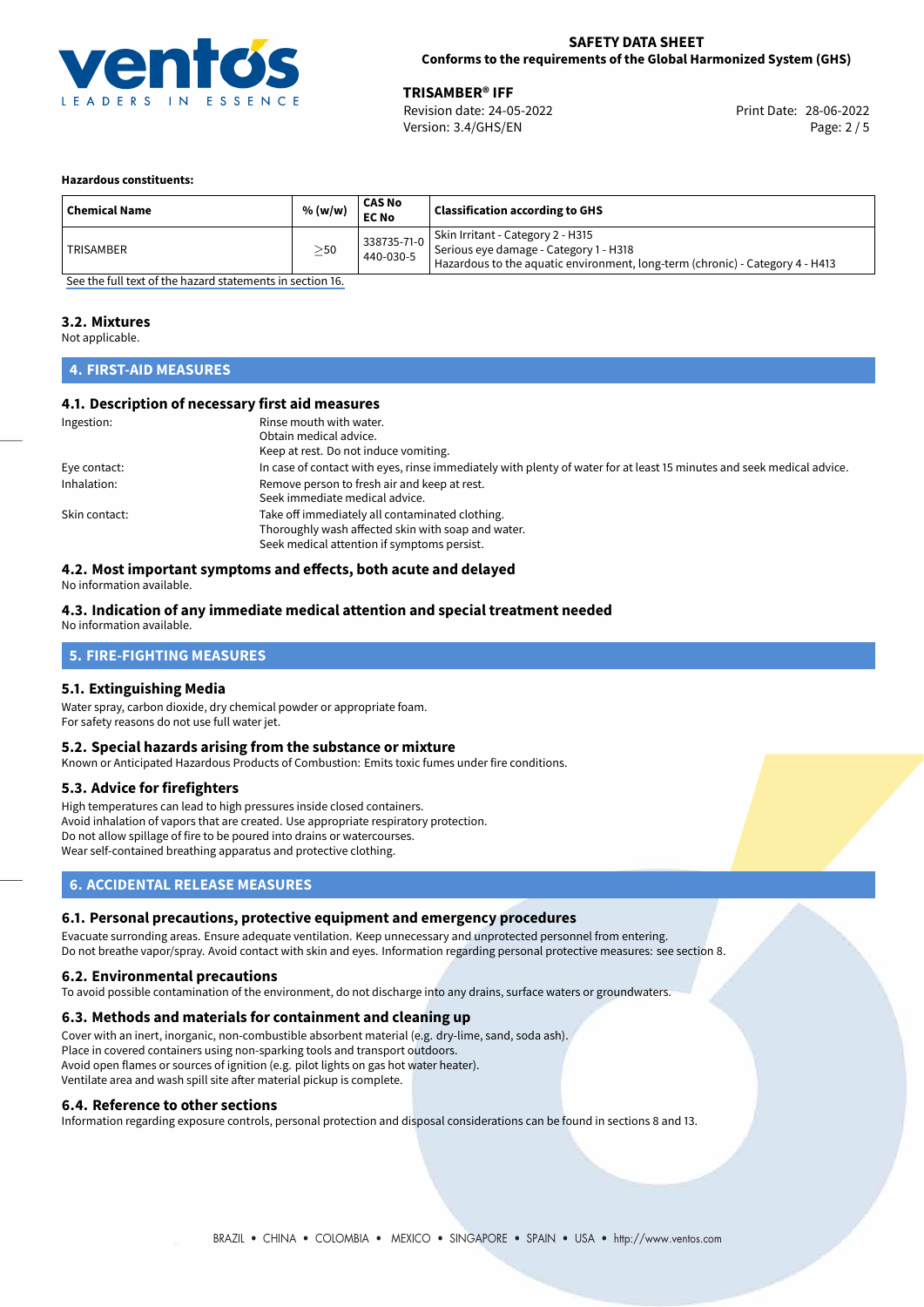**Hazardous constituents:**

| Chemical Name | % (w/w) | CAS No<br>EC No | Classification according to GHS |
|---|---|---|---|
| TRISAMBER | ≥50 | 338735-71-0<br>440-030-5 | Skin Irritant - Category 2 - H315<br>Serious eye damage - Category 1 - H318<br>Hazardous to the aquatic environment, long-term (chronic) - Category 4 - H413 |

See the full text of the hazard statements in section 16.

### 3.2. Mixtures

Not applicable.

## 4. FIRST-AID MEASURES

### 4.1. Description of necessary first aid measures

Ingestion: Rinse mouth with water.
Obtain medical advice.
Keep at rest. Do not induce vomiting.

Eye contact: In case of contact with eyes, rinse immediately with plenty of water for at least 15 minutes and seek medical advice.

Inhalation: Remove person to fresh air and keep at rest.
Seek immediate medical advice.

Skin contact: Take off immediately all contaminated clothing.
Thoroughly wash affected skin with soap and water.
Seek medical attention if symptoms persist.

### 4.2. Most important symptoms and effects, both acute and delayed

No information available.

### 4.3. Indication of any immediate medical attention and special treatment needed

No information available.

## 5. FIRE-FIGHTING MEASURES

### 5.1. Extinguishing Media

Water spray, carbon dioxide, dry chemical powder or appropriate foam.
For safety reasons do not use full water jet.

### 5.2. Special hazards arising from the substance or mixture

Known or Anticipated Hazardous Products of Combustion: Emits toxic fumes under fire conditions.

### 5.3. Advice for firefighters

High temperatures can lead to high pressures inside closed containers.
Avoid inhalation of vapors that are created. Use appropriate respiratory protection.
Do not allow spillage of fire to be poured into drains or watercourses.
Wear self-contained breathing apparatus and protective clothing.

## 6. ACCIDENTAL RELEASE MEASURES

### 6.1. Personal precautions, protective equipment and emergency procedures

Evacuate surronding areas. Ensure adequate ventilation. Keep unnecessary and unprotected personnel from entering.
Do not breathe vapor/spray. Avoid contact with skin and eyes. Information regarding personal protective measures: see section 8.

### 6.2. Environmental precautions

To avoid possible contamination of the environment, do not discharge into any drains, surface waters or groundwaters.

### 6.3. Methods and materials for containment and cleaning up

Cover with an inert, inorganic, non-combustible absorbent material (e.g. dry-lime, sand, soda ash).
Place in covered containers using non-sparking tools and transport outdoors.
Avoid open flames or sources of ignition (e.g. pilot lights on gas hot water heater).
Ventilate area and wash spill site after material pickup is complete.

### 6.4. Reference to other sections

Information regarding exposure controls, personal protection and disposal considerations can be found in sections 8 and 13.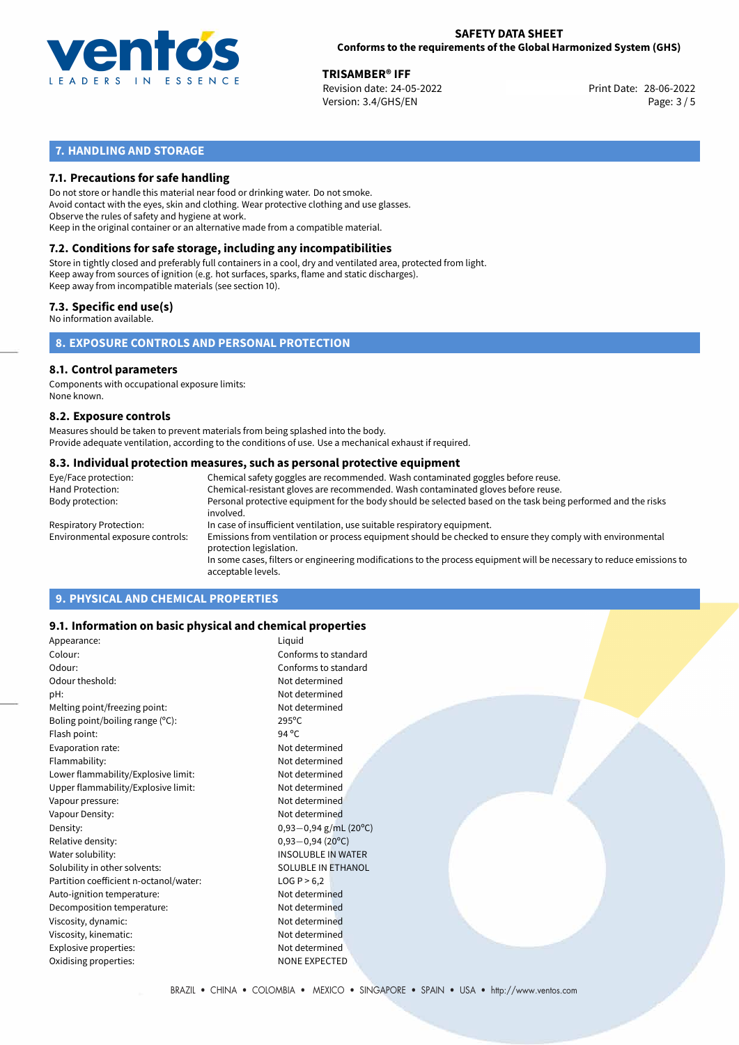## 7. HANDLING AND STORAGE

### 7.1. Precautions for safe handling

Do not store or handle this material near food or drinking water. Do not smoke.
Avoid contact with the eyes, skin and clothing. Wear protective clothing and use glasses.
Observe the rules of safety and hygiene at work.
Keep in the original container or an alternative made from a compatible material.

### 7.2. Conditions for safe storage, including any incompatibilities

Store in tightly closed and preferably full containers in a cool, dry and ventilated area, protected from light.
Keep away from sources of ignition (e.g. hot surfaces, sparks, flame and static discharges).
Keep away from incompatible materials (see section 10).

### 7.3. Specific end use(s)

No information available.

## 8. EXPOSURE CONTROLS AND PERSONAL PROTECTION

### 8.1. Control parameters

Components with occupational exposure limits:
None known.

### 8.2. Exposure controls

Measures should be taken to prevent materials from being splashed into the body.
Provide adequate ventilation, according to the conditions of use. Use a mechanical exhaust if required.

### 8.3. Individual protection measures, such as personal protective equipment

| | |
|---|---|
| Eye/Face protection: | Chemical safety goggles are recommended. Wash contaminated goggles before reuse. |
| Hand Protection: | Chemical-resistant gloves are recommended. Wash contaminated gloves before reuse. |
| Body protection: | Personal protective equipment for the body should be selected based on the task being performed and the risks involved. |
| Respiratory Protection: | In case of insufficient ventilation, use suitable respiratory equipment. |
| Environmental exposure controls: | Emissions from ventilation or process equipment should be checked to ensure they comply with environmental protection legislation. In some cases, filters or engineering modifications to the process equipment will be necessary to reduce emissions to acceptable levels. |

## 9. PHYSICAL AND CHEMICAL PROPERTIES

### 9.1. Information on basic physical and chemical properties

| | |
|---|---|
| Appearance: | Liquid |
| Colour: | Conforms to standard |
| Odour: | Conforms to standard |
| Odour theshold: | Not determined |
| pH: | Not determined |
| Melting point/freezing point: | Not determined |
| Boling point/boiling range (°C): | 295°C |
| Flash point: | 94 °C |
| Evaporation rate: | Not determined |
| Flammability: | Not determined |
| Lower flammability/Explosive limit: | Not determined |
| Upper flammability/Explosive limit: | Not determined |
| Vapour pressure: | Not determined |
| Vapour Density: | Not determined |
| Density: | 0,93−0,94 g/mL (20°C) |
| Relative density: | 0,93−0,94 (20°C) |
| Water solubility: | INSOLUBLE IN WATER |
| Solubility in other solvents: | SOLUBLE IN ETHANOL |
| Partition coefficient n-octanol/water: | LOG P > 6,2 |
| Auto-ignition temperature: | Not determined |
| Decomposition temperature: | Not determined |
| Viscosity, dynamic: | Not determined |
| Viscosity, kinematic: | Not determined |
| Explosive properties: | Not determined |
| Oxidising properties: | NONE EXPECTED |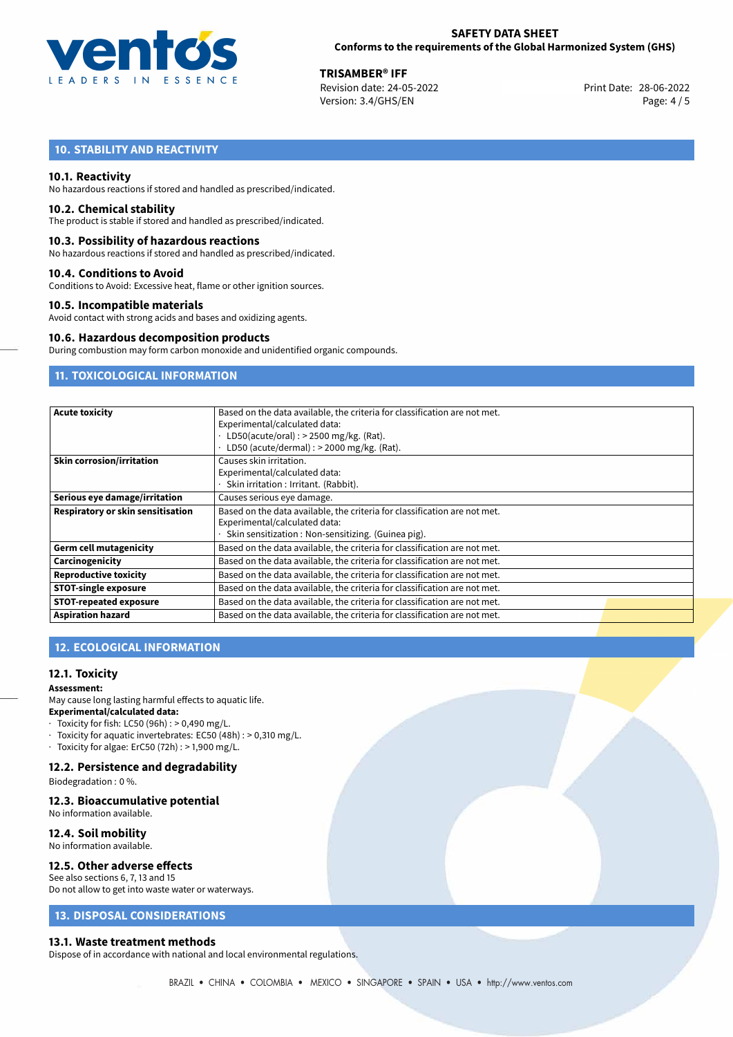## 10. STABILITY AND REACTIVITY

### 10.1. Reactivity

No hazardous reactions if stored and handled as prescribed/indicated.

### 10.2. Chemical stability

The product is stable if stored and handled as prescribed/indicated.

### 10.3. Possibility of hazardous reactions

No hazardous reactions if stored and handled as prescribed/indicated.

### 10.4. Conditions to Avoid

Conditions to Avoid: Excessive heat, flame or other ignition sources.

### 10.5. Incompatible materials

Avoid contact with strong acids and bases and oxidizing agents.

### 10.6. Hazardous decomposition products

During combustion may form carbon monoxide and unidentified organic compounds.

## 11. TOXICOLOGICAL INFORMATION

| | |
|---|---|
| **Acute toxicity** | Based on the data available, the criteria for classification are not met.<br>Experimental/calculated data:<br>· LD50(acute/oral) : > 2500 mg/kg. (Rat).<br>· LD50 (acute/dermal) : > 2000 mg/kg. (Rat). |
| **Skin corrosion/irritation** | Causes skin irritation.<br>Experimental/calculated data:<br>· Skin irritation : Irritant. (Rabbit). |
| **Serious eye damage/irritation** | Causes serious eye damage. |
| **Respiratory or skin sensitisation** | Based on the data available, the criteria for classification are not met.<br>Experimental/calculated data:<br>· Skin sensitization : Non-sensitizing. (Guinea pig). |
| **Germ cell mutagenicity** | Based on the data available, the criteria for classification are not met. |
| **Carcinogenicity** | Based on the data available, the criteria for classification are not met. |
| **Reproductive toxicity** | Based on the data available, the criteria for classification are not met. |
| **STOT-single exposure** | Based on the data available, the criteria for classification are not met. |
| **STOT-repeated exposure** | Based on the data available, the criteria for classification are not met. |
| **Aspiration hazard** | Based on the data available, the criteria for classification are not met. |

## 12. ECOLOGICAL INFORMATION

### 12.1. Toxicity

**Assessment:**
May cause long lasting harmful effects to aquatic life.
**Experimental/calculated data:**
· Toxicity for fish: LC50 (96h) : > 0,490 mg/L.
· Toxicity for aquatic invertebrates: EC50 (48h) : > 0,310 mg/L.
· Toxicity for algae: ErC50 (72h) : > 1,900 mg/L.

### 12.2. Persistence and degradability

Biodegradation : 0 %.

### 12.3. Bioaccumulative potential

No information available.

### 12.4. Soil mobility

No information available.

### 12.5. Other adverse effects

See also sections 6, 7, 13 and 15
Do not allow to get into waste water or waterways.

## 13. DISPOSAL CONSIDERATIONS

### 13.1. Waste treatment methods

Dispose of in accordance with national and local environmental regulations.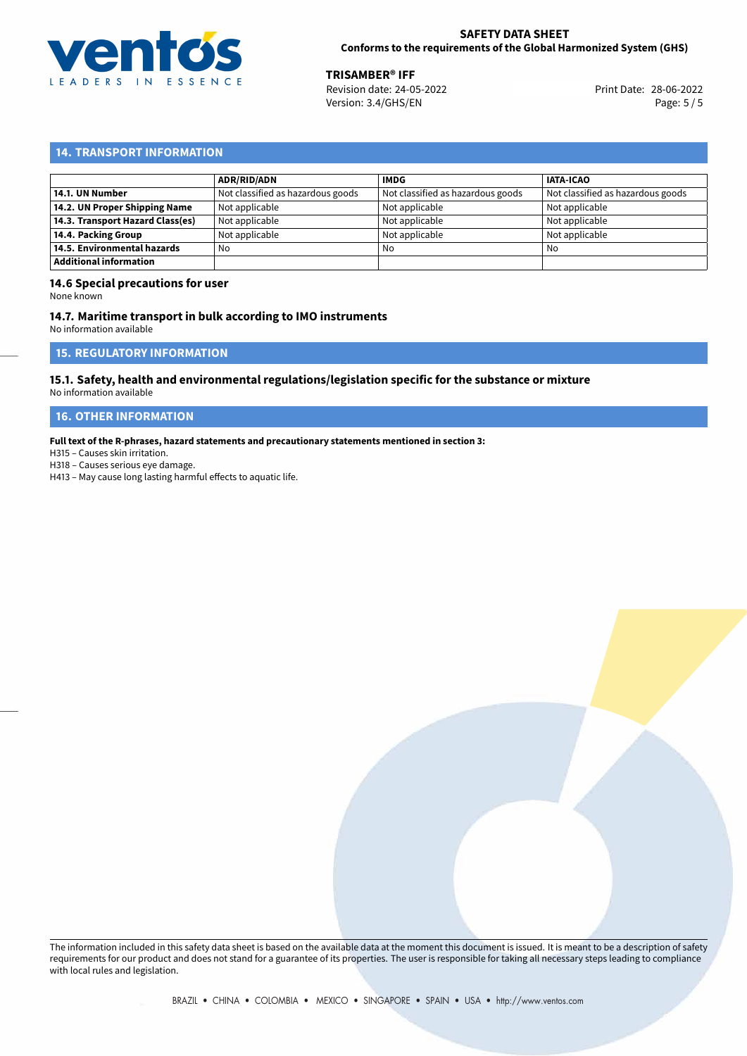## 14. TRANSPORT INFORMATION

| | ADR/RID/ADN | IMDG | IATA-ICAO |
|---|---|---|---|
| **14.1. UN Number** | Not classified as hazardous goods | Not classified as hazardous goods | Not classified as hazardous goods |
| **14.2. UN Proper Shipping Name** | Not applicable | Not applicable | Not applicable |
| **14.3. Transport Hazard Class(es)** | Not applicable | Not applicable | Not applicable |
| **14.4. Packing Group** | Not applicable | Not applicable | Not applicable |
| **14.5. Environmental hazards** | No | No | No |
| **Additional information** | | | |

### 14.6 Special precautions for user

None known

### 14.7. Maritime transport in bulk according to IMO instruments

No information available

## 15. REGULATORY INFORMATION

### 15.1. Safety, health and environmental regulations/legislation specific for the substance or mixture

No information available

## 16. OTHER INFORMATION

**Full text of the R-phrases, hazard statements and precautionary statements mentioned in section 3:**

H315 – Causes skin irritation.
H318 – Causes serious eye damage.
H413 – May cause long lasting harmful effects to aquatic life.

The information included in this safety data sheet is based on the available data at the moment this document is issued. It is meant to be a description of safety requirements for our product and does not stand for a guarantee of its properties. The user is responsible for taking all necessary steps leading to compliance with local rules and legislation.